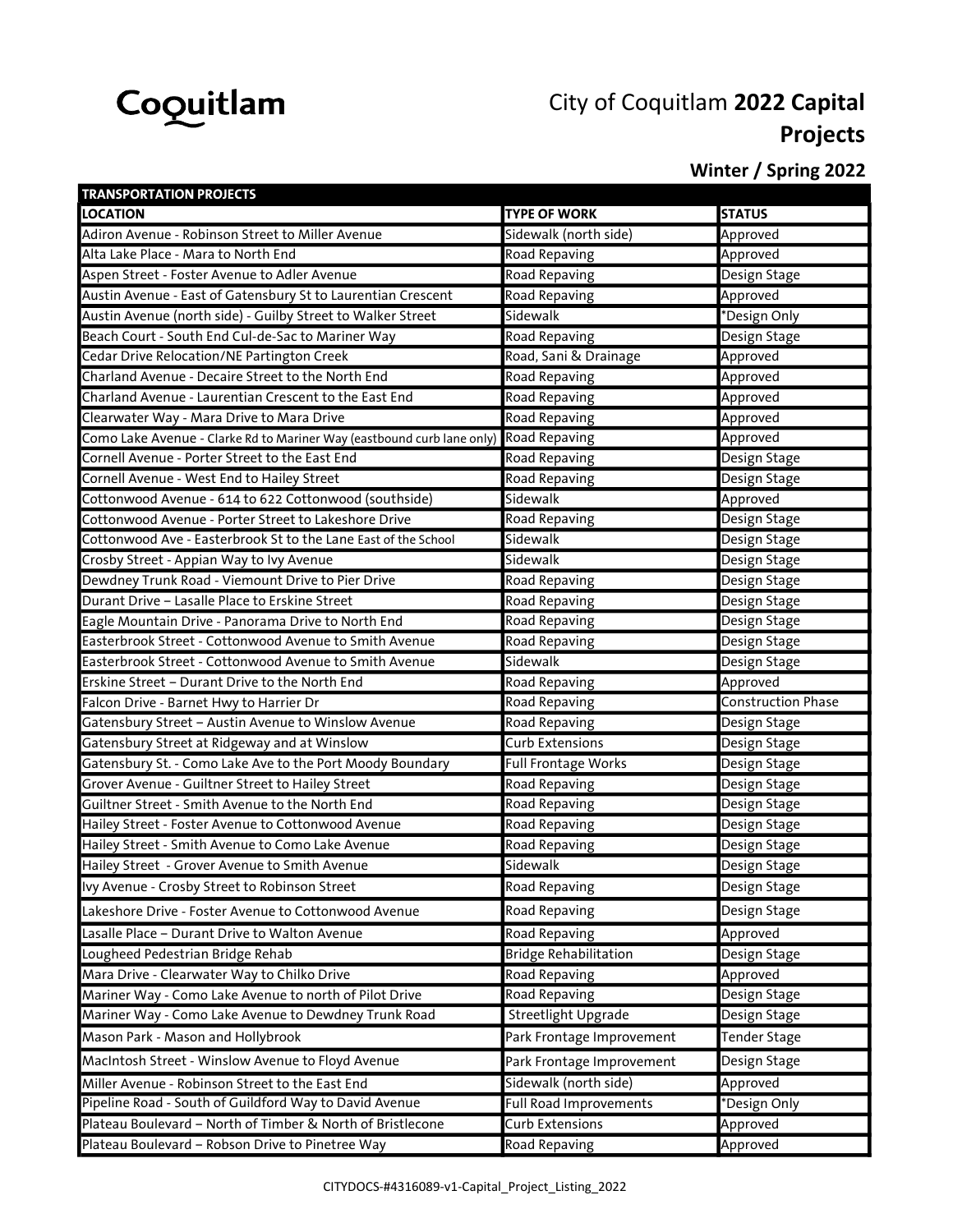Coquitlam

# City of Coquitlam **2022 Capital Projects**

## Winter / Spring 2022

| TRANSPORTATION PROJECTS | | |
|---|---|---|
| **LOCATION** | **TYPE OF WORK** | **STATUS** |
| Adiron Avenue - Robinson Street to Miller Avenue | Sidewalk (north side) | Approved |
| Alta Lake Place - Mara to North End | Road Repaving | Approved |
| Aspen Street - Foster Avenue to Adler Avenue | Road Repaving | Design Stage |
| Austin Avenue - East of Gatensbury St to Laurentian Crescent | Road Repaving | Approved |
| Austin Avenue (north side) - Guilby Street to Walker Street | Sidewalk | *Design Only |
| Beach Court - South End Cul-de-Sac to Mariner Way | Road Repaving | Design Stage |
| Cedar Drive Relocation/NE Partington Creek | Road, Sani & Drainage | Approved |
| Charland Avenue - Decaire Street to the North End | Road Repaving | Approved |
| Charland Avenue - Laurentian Crescent to the East End | Road Repaving | Approved |
| Clearwater Way - Mara Drive to Mara Drive | Road Repaving | Approved |
| Como Lake Avenue - Clarke Rd to Mariner Way (eastbound curb lane only) | Road Repaving | Approved |
| Cornell Avenue - Porter Street to the East End | Road Repaving | Design Stage |
| Cornell Avenue - West End to Hailey Street | Road Repaving | Design Stage |
| Cottonwood Avenue - 614 to 622 Cottonwood (southside) | Sidewalk | Approved |
| Cottonwood Avenue - Porter Street to Lakeshore Drive | Road Repaving | Design Stage |
| Cottonwood Ave - Easterbrook St to the Lane East of the School | Sidewalk | Design Stage |
| Crosby Street - Appian Way to Ivy Avenue | Sidewalk | Design Stage |
| Dewdney Trunk Road - Viemount Drive to Pier Drive | Road Repaving | Design Stage |
| Durant Drive – Lasalle Place to Erskine Street | Road Repaving | Design Stage |
| Eagle Mountain Drive - Panorama Drive to North End | Road Repaving | Design Stage |
| Easterbrook Street - Cottonwood Avenue to Smith Avenue | Road Repaving | Design Stage |
| Easterbrook Street - Cottonwood Avenue to Smith Avenue | Sidewalk | Design Stage |
| Erskine Street – Durant Drive to the North End | Road Repaving | Approved |
| Falcon Drive - Barnet Hwy to Harrier Dr | Road Repaving | Construction Phase |
| Gatensbury Street – Austin Avenue to Winslow Avenue | Road Repaving | Design Stage |
| Gatensbury Street at Ridgeway and at Winslow | Curb Extensions | Design Stage |
| Gatensbury St. - Como Lake Ave to the Port Moody Boundary | Full Frontage Works | Design Stage |
| Grover Avenue - Guiltner Street to Hailey Street | Road Repaving | Design Stage |
| Guiltner Street - Smith Avenue to the North End | Road Repaving | Design Stage |
| Hailey Street - Foster Avenue to Cottonwood Avenue | Road Repaving | Design Stage |
| Hailey Street - Smith Avenue to Como Lake Avenue | Road Repaving | Design Stage |
| Hailey Street - Grover Avenue to Smith Avenue | Sidewalk | Design Stage |
| Ivy Avenue - Crosby Street to Robinson Street | Road Repaving | Design Stage |
| Lakeshore Drive - Foster Avenue to Cottonwood Avenue | Road Repaving | Design Stage |
| Lasalle Place – Durant Drive to Walton Avenue | Road Repaving | Approved |
| Lougheed Pedestrian Bridge Rehab | Bridge Rehabilitation | Design Stage |
| Mara Drive - Clearwater Way to Chilko Drive | Road Repaving | Approved |
| Mariner Way - Como Lake Avenue to north of Pilot Drive | Road Repaving | Design Stage |
| Mariner Way - Como Lake Avenue to Dewdney Trunk Road | Streetlight Upgrade | Design Stage |
| Mason Park - Mason and Hollybrook | Park Frontage Improvement | Tender Stage |
| MacIntosh Street - Winslow Avenue to Floyd Avenue | Park Frontage Improvement | Design Stage |
| Miller Avenue - Robinson Street to the East End | Sidewalk (north side) | Approved |
| Pipeline Road - South of Guildford Way to David Avenue | Full Road Improvements | *Design Only |
| Plateau Boulevard – North of Timber & North of Bristlecone | Curb Extensions | Approved |
| Plateau Boulevard – Robson Drive to Pinetree Way | Road Repaving | Approved |

CITYDOCS-#4316089-v1-Capital_Project_Listing_2022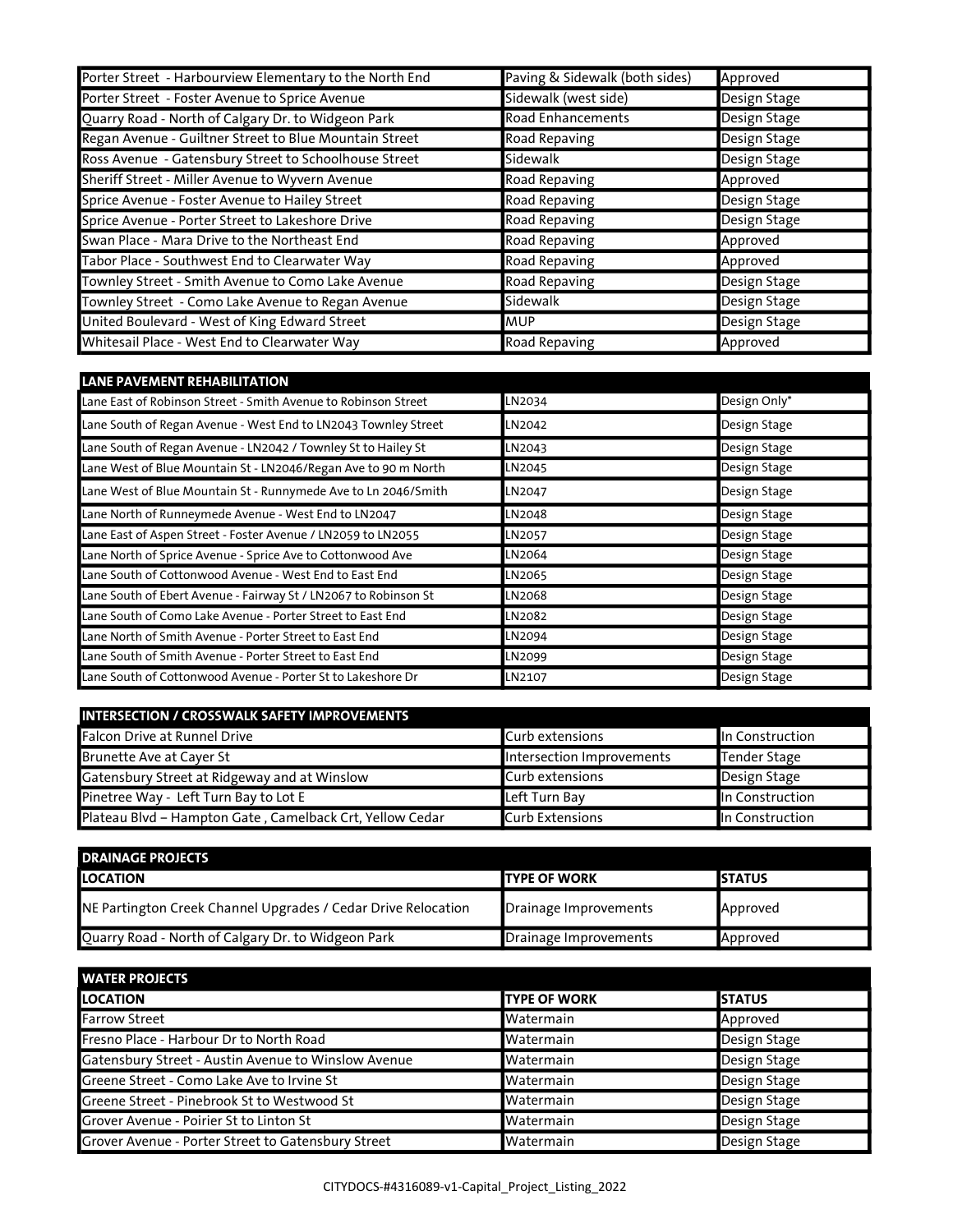| | | |
|---|---|---|
| Porter Street - Harbourview Elementary to the North End | Paving & Sidewalk (both sides) | Approved |
| Porter Street - Foster Avenue to Sprice Avenue | Sidewalk (west side) | Design Stage |
| Quarry Road - North of Calgary Dr. to Widgeon Park | Road Enhancements | Design Stage |
| Regan Avenue - Guiltner Street to Blue Mountain Street | Road Repaving | Design Stage |
| Ross Avenue - Gatensbury Street to Schoolhouse Street | Sidewalk | Design Stage |
| Sheriff Street - Miller Avenue to Wyvern Avenue | Road Repaving | Approved |
| Sprice Avenue - Foster Avenue to Hailey Street | Road Repaving | Design Stage |
| Sprice Avenue - Porter Street to Lakeshore Drive | Road Repaving | Design Stage |
| Swan Place - Mara Drive to the Northeast End | Road Repaving | Approved |
| Tabor Place - Southwest End to Clearwater Way | Road Repaving | Approved |
| Townley Street - Smith Avenue to Como Lake Avenue | Road Repaving | Design Stage |
| Townley Street - Como Lake Avenue to Regan Avenue | Sidewalk | Design Stage |
| United Boulevard - West of King Edward Street | MUP | Design Stage |
| Whitesail Place - West End to Clearwater Way | Road Repaving | Approved |

| LANE PAVEMENT REHABILITATION | | |
|---|---|---|
| Lane East of Robinson Street - Smith Avenue to Robinson Street | LN2034 | Design Only* |
| Lane South of Regan Avenue - West End to LN2043 Townley Street | LN2042 | Design Stage |
| Lane South of Regan Avenue - LN2042 / Townley St to Hailey St | LN2043 | Design Stage |
| Lane West of Blue Mountain St - LN2046/Regan Ave to 90 m North | LN2045 | Design Stage |
| Lane West of Blue Mountain St - Runnymede Ave to Ln 2046/Smith | LN2047 | Design Stage |
| Lane North of Runneymede Avenue - West End to LN2047 | LN2048 | Design Stage |
| Lane East of Aspen Street - Foster Avenue / LN2059 to LN2055 | LN2057 | Design Stage |
| Lane North of Sprice Avenue - Sprice Ave to Cottonwood Ave | LN2064 | Design Stage |
| Lane South of Cottonwood Avenue - West End to East End | LN2065 | Design Stage |
| Lane South of Ebert Avenue - Fairway St / LN2067 to Robinson St | LN2068 | Design Stage |
| Lane South of Como Lake Avenue - Porter Street to East End | LN2082 | Design Stage |
| Lane North of Smith Avenue - Porter Street to East End | LN2094 | Design Stage |
| Lane South of Smith Avenue - Porter Street to East End | LN2099 | Design Stage |
| Lane South of Cottonwood Avenue - Porter St to Lakeshore Dr | LN2107 | Design Stage |

| INTERSECTION / CROSSWALK SAFETY IMPROVEMENTS | | |
|---|---|---|
| Falcon Drive at Runnel Drive | Curb extensions | In Construction |
| Brunette Ave at Cayer St | Intersection Improvements | Tender Stage |
| Gatensbury Street at Ridgeway and at Winslow | Curb extensions | Design Stage |
| Pinetree Way - Left Turn Bay to Lot E | Left Turn Bay | In Construction |
| Plateau Blvd – Hampton Gate , Camelback Crt, Yellow Cedar | Curb Extensions | In Construction |

| DRAINAGE PROJECTS | | |
|---|---|---|
| **LOCATION** | **TYPE OF WORK** | **STATUS** |
| NE Partington Creek Channel Upgrades / Cedar Drive Relocation | Drainage Improvements | Approved |
| Quarry Road - North of Calgary Dr. to Widgeon Park | Drainage Improvements | Approved |

| WATER PROJECTS | | |
|---|---|---|
| **LOCATION** | **TYPE OF WORK** | **STATUS** |
| Farrow Street | Watermain | Approved |
| Fresno Place - Harbour Dr to North Road | Watermain | Design Stage |
| Gatensbury Street - Austin Avenue to Winslow Avenue | Watermain | Design Stage |
| Greene Street - Como Lake Ave to Irvine St | Watermain | Design Stage |
| Greene Street - Pinebrook St to Westwood St | Watermain | Design Stage |
| Grover Avenue - Poirier St to Linton St | Watermain | Design Stage |
| Grover Avenue - Porter Street to Gatensbury Street | Watermain | Design Stage |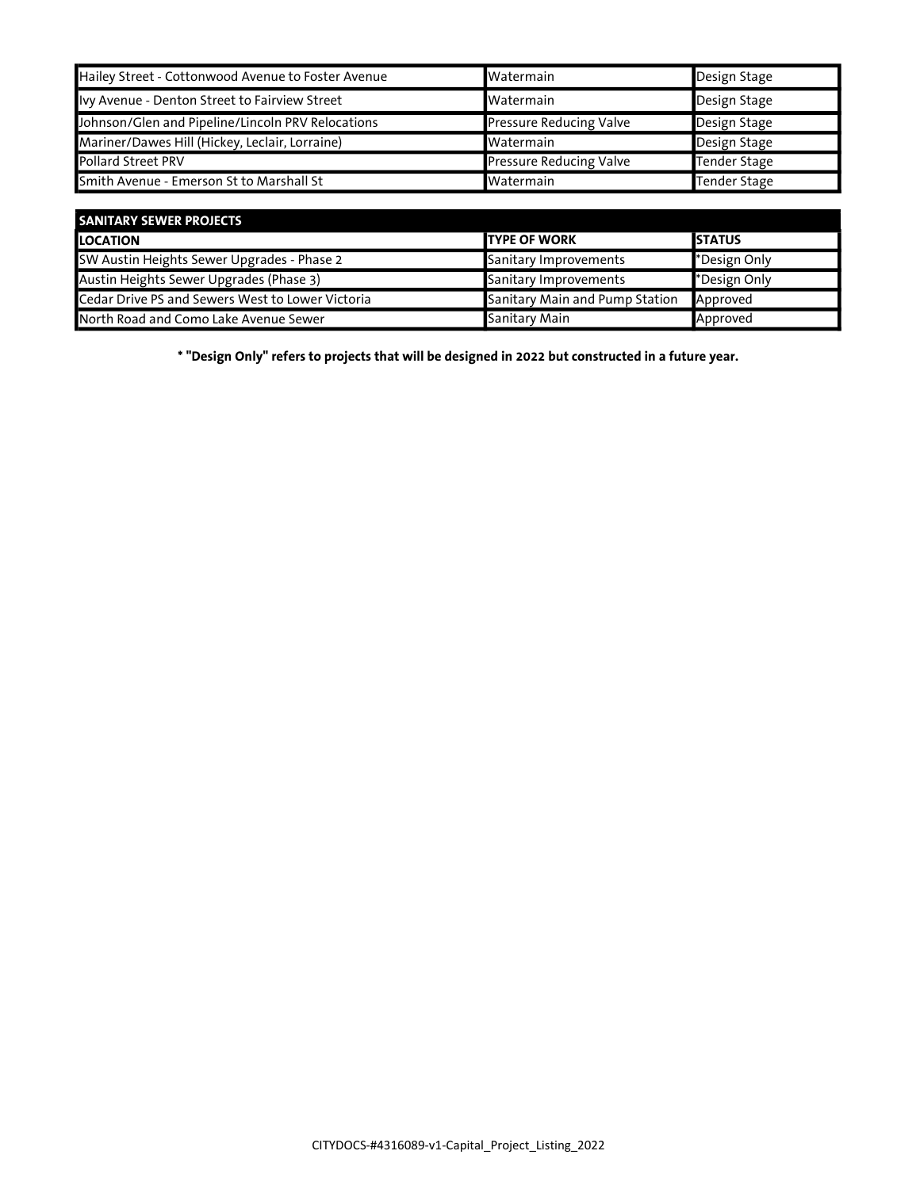| | | |
|---|---|---|
| Hailey Street - Cottonwood Avenue to Foster Avenue | Watermain | Design Stage |
| Ivy Avenue - Denton Street to Fairview Street | Watermain | Design Stage |
| Johnson/Glen and Pipeline/Lincoln PRV Relocations | Pressure Reducing Valve | Design Stage |
| Mariner/Dawes Hill (Hickey, Leclair, Lorraine) | Watermain | Design Stage |
| Pollard Street PRV | Pressure Reducing Valve | Tender Stage |
| Smith Avenue - Emerson St to Marshall St | Watermain | Tender Stage |

**SANITARY SEWER PROJECTS**

| LOCATION | TYPE OF WORK | STATUS |
|---|---|---|
| SW Austin Heights Sewer Upgrades - Phase 2 | Sanitary Improvements | *Design Only |
| Austin Heights Sewer Upgrades (Phase 3) | Sanitary Improvements | *Design Only |
| Cedar Drive PS and Sewers West to Lower Victoria | Sanitary Main and Pump Station | Approved |
| North Road and Como Lake Avenue Sewer | Sanitary Main | Approved |

**\* "Design Only" refers to projects that will be designed in 2022 but constructed in a future year.**